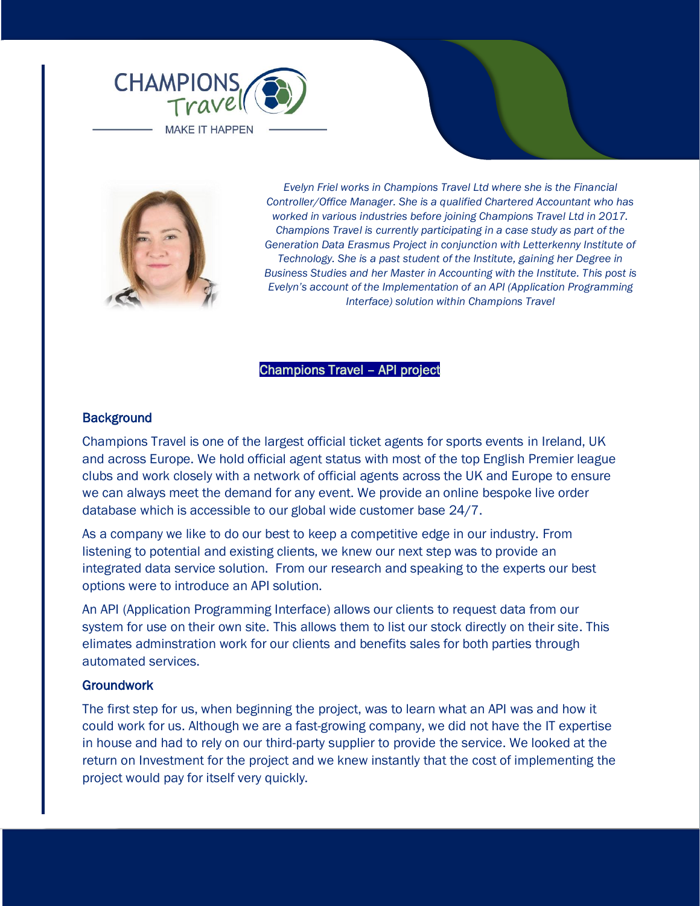CHAMPIONS Travel

MAKE IT HAPPEN

*Evelyn Friel works in Champions Travel Ltd where she is the Financial Controller/Office Manager. She is a qualified Chartered Accountant who has worked in various industries before joining Champions Travel Ltd in 2017. Champions Travel is currently participating in a case study as part of the Generation Data Erasmus Project in conjunction with Letterkenny Institute of Technology. She is a past student of the Institute, gaining her Degree in Business Studies and her Master in Accounting with the Institute. This post is Evelyn's account of the Implementation of an API (Application Programming Interface) solution within Champions Travel*

# Champions Travel – API project

## Background

Champions Travel is one of the largest official ticket agents for sports events in Ireland, UK and across Europe. We hold official agent status with most of the top English Premier league clubs and work closely with a network of official agents across the UK and Europe to ensure we can always meet the demand for any event. We provide an online bespoke live order database which is accessible to our global wide customer base 24/7.

As a company we like to do our best to keep a competitive edge in our industry. From listening to potential and existing clients, we knew our next step was to provide an integrated data service solution. From our research and speaking to the experts our best options were to introduce an API solution.

An API (Application Programming Interface) allows our clients to request data from our system for use on their own site. This allows them to list our stock directly on their site. This elimates adminstration work for our clients and benefits sales for both parties through automated services.

## Groundwork

The first step for us, when beginning the project, was to learn what an API was and how it could work for us. Although we are a fast-growing company, we did not have the IT expertise in house and had to rely on our third-party supplier to provide the service. We looked at the return on Investment for the project and we knew instantly that the cost of implementing the project would pay for itself very quickly.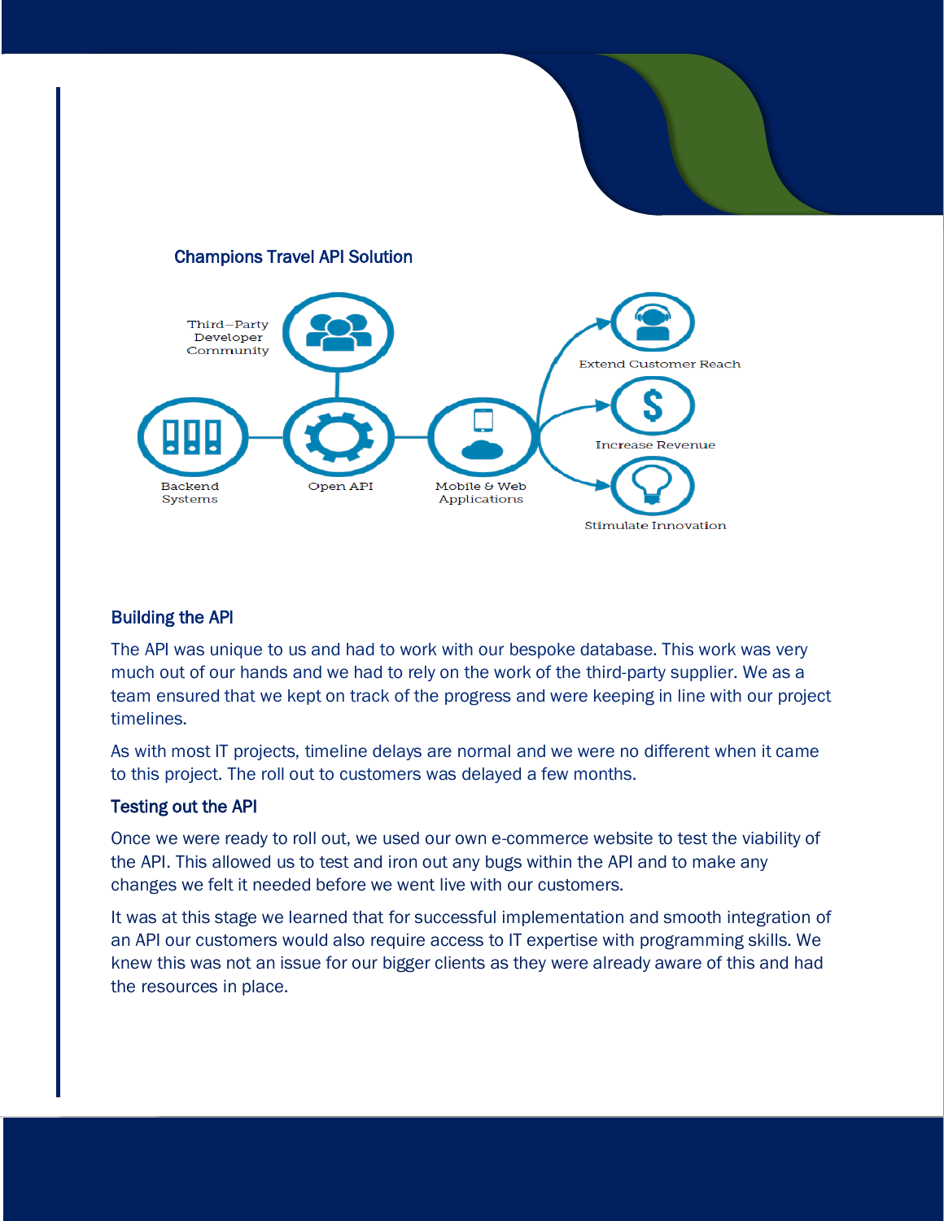### Champions Travel API Solution

Third–Party Developer Community

Backend Systems

Open API

Mobile & Web Applications

Extend Customer Reach

Increase Revenue

Stimulate Innovation

### Building the API

The API was unique to us and had to work with our bespoke database. This work was very much out of our hands and we had to rely on the work of the third-party supplier. We as a team ensured that we kept on track of the progress and were keeping in line with our project timelines.

As with most IT projects, timeline delays are normal and we were no different when it came to this project. The roll out to customers was delayed a few months.

### Testing out the API

Once we were ready to roll out, we used our own e-commerce website to test the viability of the API. This allowed us to test and iron out any bugs within the API and to make any changes we felt it needed before we went live with our customers.

It was at this stage we learned that for successful implementation and smooth integration of an API our customers would also require access to IT expertise with programming skills. We knew this was not an issue for our bigger clients as they were already aware of this and had the resources in place.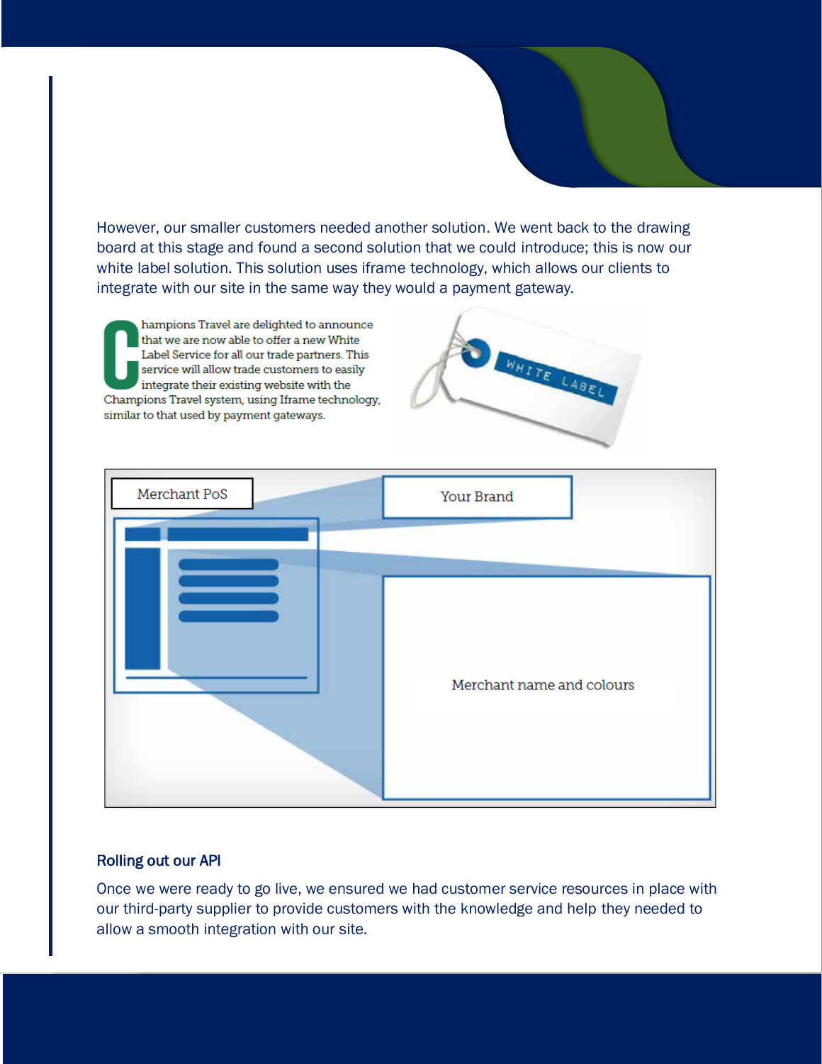However, our smaller customers needed another solution. We went back to the drawing board at this stage and found a second solution that we could introduce; this is now our white label solution. This solution uses iframe technology, which allows our clients to integrate with our site in the same way they would a payment gateway.

Champions Travel are delighted to announce that we are now able to offer a new White Label Service for all our trade partners. This service will allow trade customers to easily integrate their existing website with the Champions Travel system, using Iframe technology, similar to that used by payment gateways.

Merchant PoS

Your Brand

Merchant name and colours

### Rolling out our API

Once we were ready to go live, we ensured we had customer service resources in place with our third-party supplier to provide customers with the knowledge and help they needed to allow a smooth integration with our site.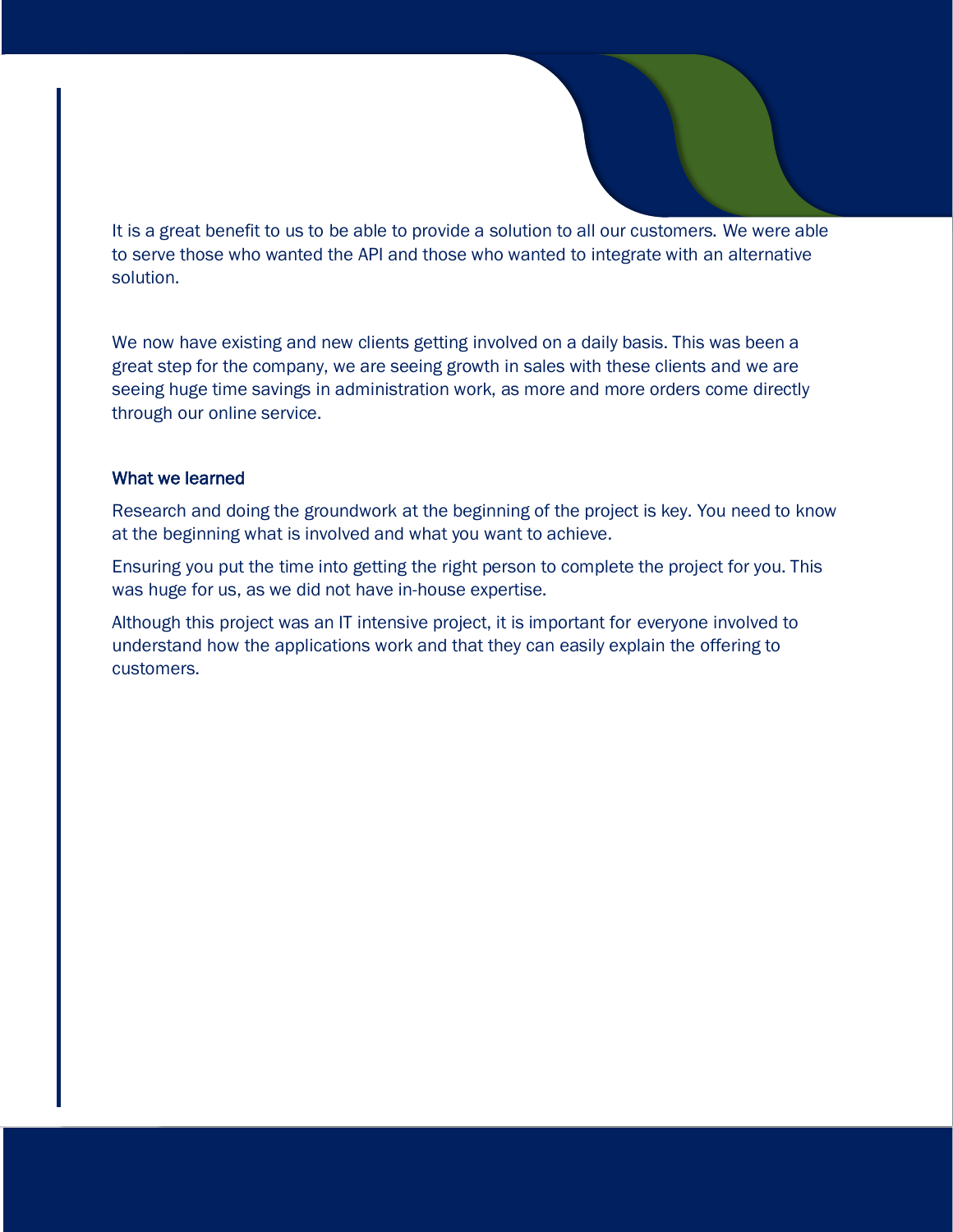It is a great benefit to us to be able to provide a solution to all our customers. We were able to serve those who wanted the API and those who wanted to integrate with an alternative solution.

We now have existing and new clients getting involved on a daily basis. This was been a great step for the company, we are seeing growth in sales with these clients and we are seeing huge time savings in administration work, as more and more orders come directly through our online service.

### What we learned

Research and doing the groundwork at the beginning of the project is key. You need to know at the beginning what is involved and what you want to achieve.

Ensuring you put the time into getting the right person to complete the project for you. This was huge for us, as we did not have in-house expertise.

Although this project was an IT intensive project, it is important for everyone involved to understand how the applications work and that they can easily explain the offering to customers.